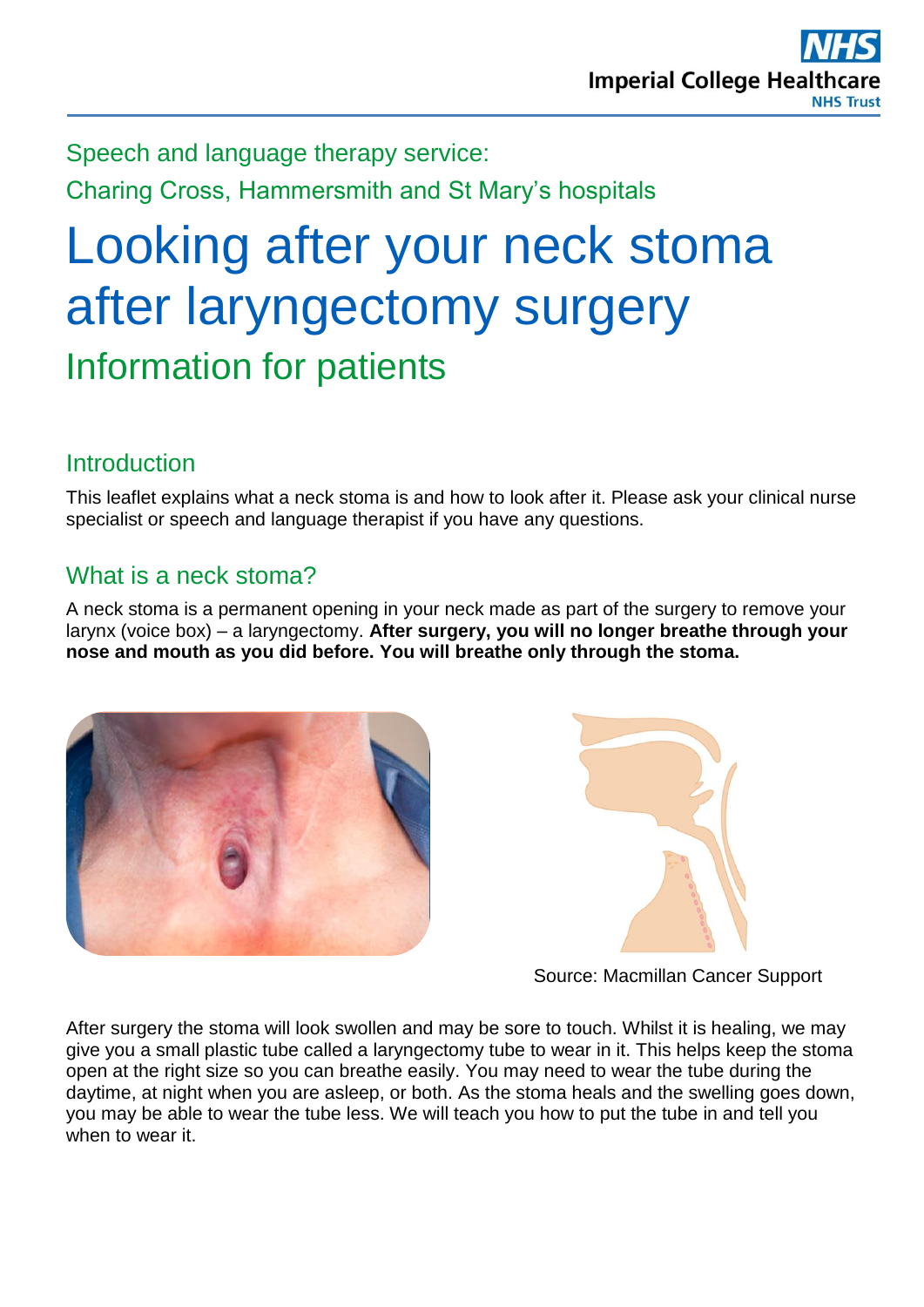Speech and language therapy service:

Charing Cross, Hammersmith and St Mary's hospitals

# Looking after your neck stoma after laryngectomy surgery

## Information for patients

### Introduction

This leaflet explains what a neck stoma is and how to look after it. Please ask your clinical nurse specialist or speech and language therapist if you have any questions.

### What is a neck stoma?

A neck stoma is a permanent opening in your neck made as part of the surgery to remove your larynx (voice box) – a laryngectomy. **After surgery, you will no longer breathe through your nose and mouth as you did before. You will breathe only through the stoma.**

Source: Macmillan Cancer Support

After surgery the stoma will look swollen and may be sore to touch. Whilst it is healing, we may give you a small plastic tube called a laryngectomy tube to wear in it. This helps keep the stoma open at the right size so you can breathe easily. You may need to wear the tube during the daytime, at night when you are asleep, or both. As the stoma heals and the swelling goes down, you may be able to wear the tube less. We will teach you how to put the tube in and tell you when to wear it.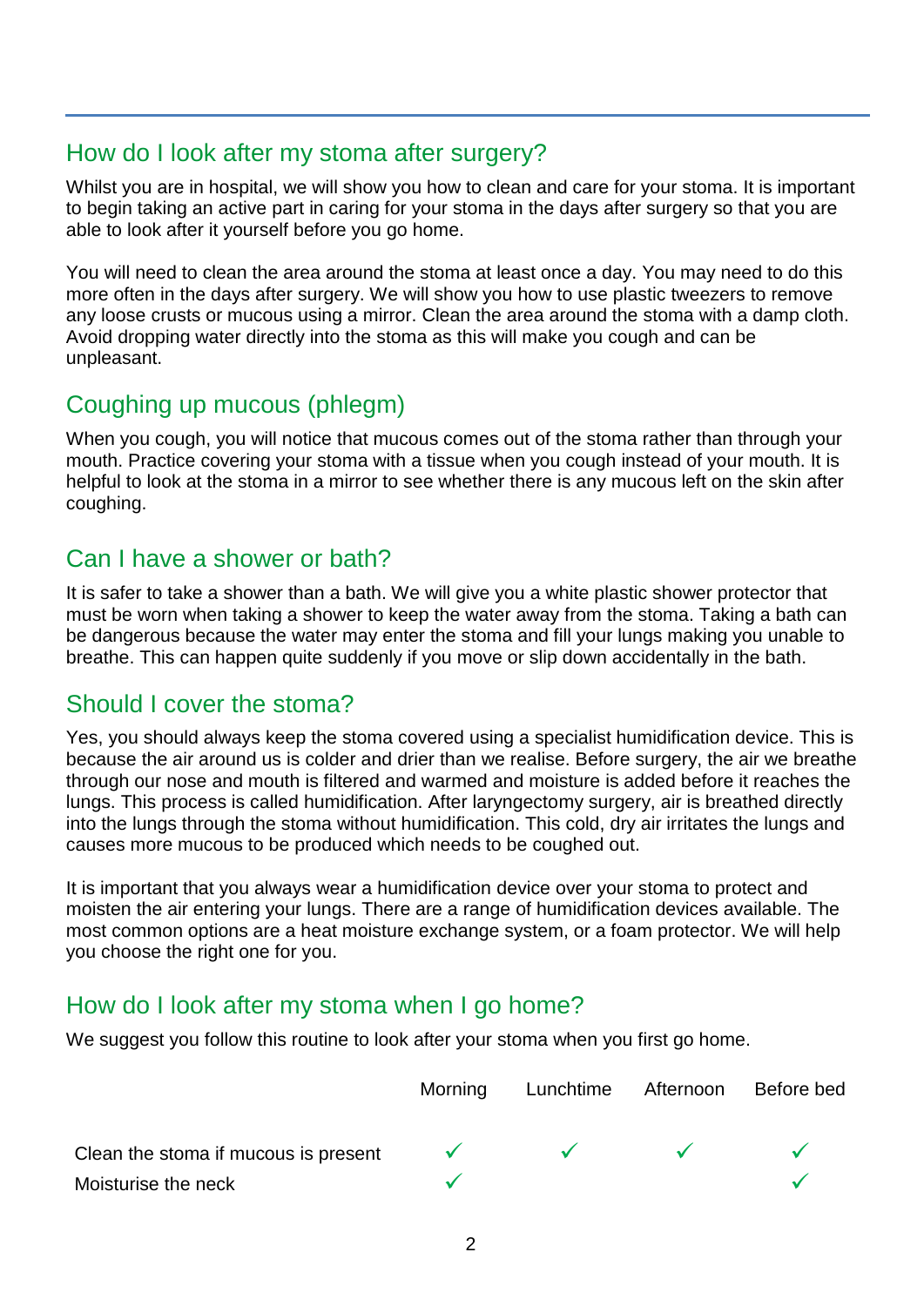## How do I look after my stoma after surgery?

Whilst you are in hospital, we will show you how to clean and care for your stoma. It is important to begin taking an active part in caring for your stoma in the days after surgery so that you are able to look after it yourself before you go home.

You will need to clean the area around the stoma at least once a day. You may need to do this more often in the days after surgery. We will show you how to use plastic tweezers to remove any loose crusts or mucous using a mirror. Clean the area around the stoma with a damp cloth. Avoid dropping water directly into the stoma as this will make you cough and can be unpleasant.

## Coughing up mucous (phlegm)

When you cough, you will notice that mucous comes out of the stoma rather than through your mouth. Practice covering your stoma with a tissue when you cough instead of your mouth. It is helpful to look at the stoma in a mirror to see whether there is any mucous left on the skin after coughing.

## Can I have a shower or bath?

It is safer to take a shower than a bath. We will give you a white plastic shower protector that must be worn when taking a shower to keep the water away from the stoma. Taking a bath can be dangerous because the water may enter the stoma and fill your lungs making you unable to breathe. This can happen quite suddenly if you move or slip down accidentally in the bath.

## Should I cover the stoma?

Yes, you should always keep the stoma covered using a specialist humidification device. This is because the air around us is colder and drier than we realise. Before surgery, the air we breathe through our nose and mouth is filtered and warmed and moisture is added before it reaches the lungs. This process is called humidification. After laryngectomy surgery, air is breathed directly into the lungs through the stoma without humidification. This cold, dry air irritates the lungs and causes more mucous to be produced which needs to be coughed out.

It is important that you always wear a humidification device over your stoma to protect and moisten the air entering your lungs. There are a range of humidification devices available. The most common options are a heat moisture exchange system, or a foam protector. We will help you choose the right one for you.

## How do I look after my stoma when I go home?

We suggest you follow this routine to look after your stoma when you first go home.

| | Morning | Lunchtime | Afternoon | Before bed |
|---|---|---|---|---|
| Clean the stoma if mucous is present | ✓ | ✓ | ✓ | ✓ |
| Moisturise the neck | ✓ | | | ✓ |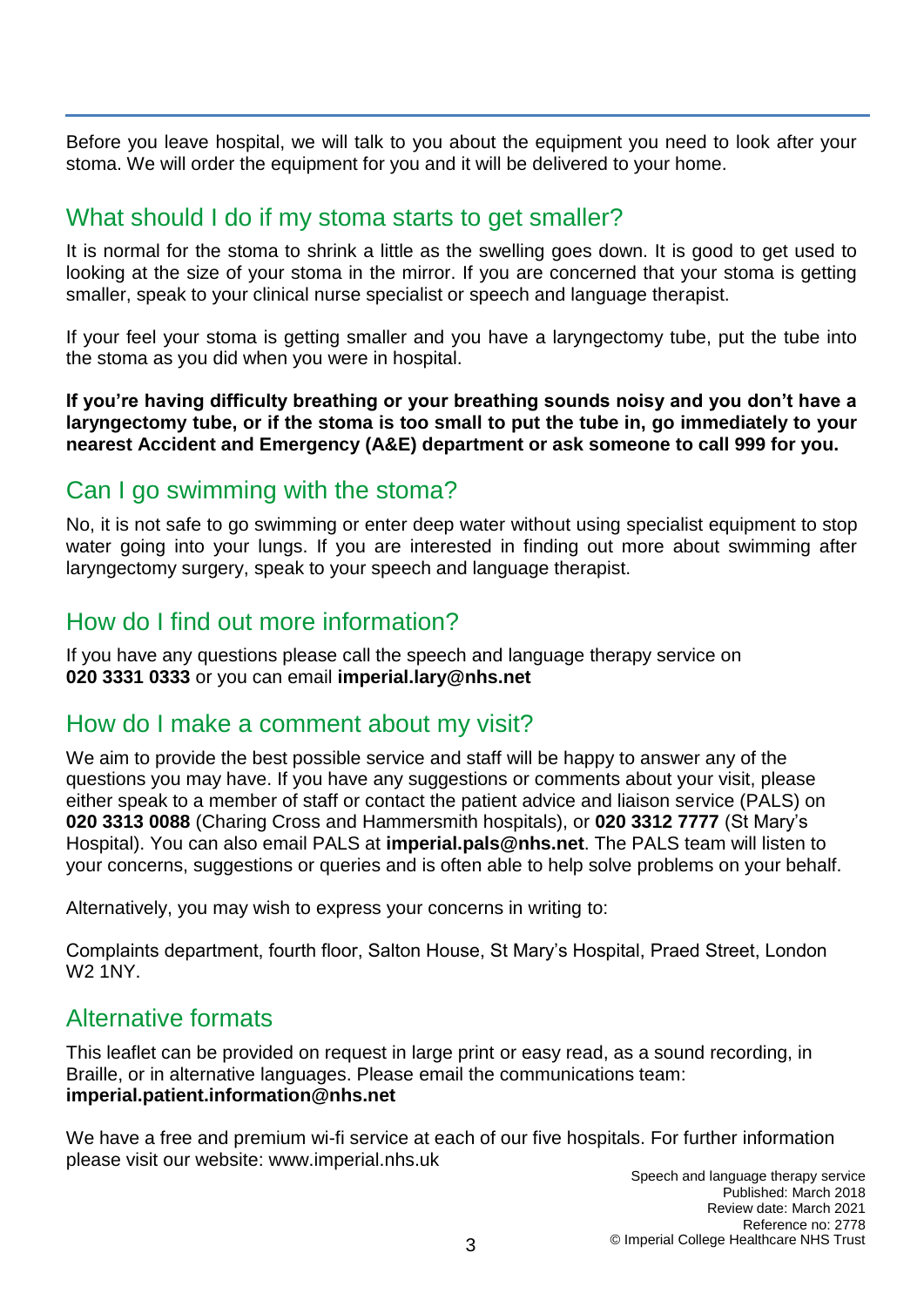Before you leave hospital, we will talk to you about the equipment you need to look after your stoma. We will order the equipment for you and it will be delivered to your home.

## What should I do if my stoma starts to get smaller?

It is normal for the stoma to shrink a little as the swelling goes down. It is good to get used to looking at the size of your stoma in the mirror. If you are concerned that your stoma is getting smaller, speak to your clinical nurse specialist or speech and language therapist.

If your feel your stoma is getting smaller and you have a laryngectomy tube, put the tube into the stoma as you did when you were in hospital.

**If you're having difficulty breathing or your breathing sounds noisy and you don't have a laryngectomy tube, or if the stoma is too small to put the tube in, go immediately to your nearest Accident and Emergency (A&E) department or ask someone to call 999 for you.**

## Can I go swimming with the stoma?

No, it is not safe to go swimming or enter deep water without using specialist equipment to stop water going into your lungs. If you are interested in finding out more about swimming after laryngectomy surgery, speak to your speech and language therapist.

## How do I find out more information?

If you have any questions please call the speech and language therapy service on **020 3331 0333** or you can email **imperial.lary@nhs.net**

## How do I make a comment about my visit?

We aim to provide the best possible service and staff will be happy to answer any of the questions you may have. If you have any suggestions or comments about your visit, please either speak to a member of staff or contact the patient advice and liaison service (PALS) on **020 3313 0088** (Charing Cross and Hammersmith hospitals), or **020 3312 7777** (St Mary's Hospital). You can also email PALS at **imperial.pals@nhs.net**. The PALS team will listen to your concerns, suggestions or queries and is often able to help solve problems on your behalf.

Alternatively, you may wish to express your concerns in writing to:

Complaints department, fourth floor, Salton House, St Mary's Hospital, Praed Street, London W2 1NY.

## Alternative formats

This leaflet can be provided on request in large print or easy read, as a sound recording, in Braille, or in alternative languages. Please email the communications team: **imperial.patient.information@nhs.net**

We have a free and premium wi-fi service at each of our five hospitals. For further information please visit our website: www.imperial.nhs.uk

Speech and language therapy service
Published: March 2018
Review date: March 2021
Reference no: 2778
© Imperial College Healthcare NHS Trust